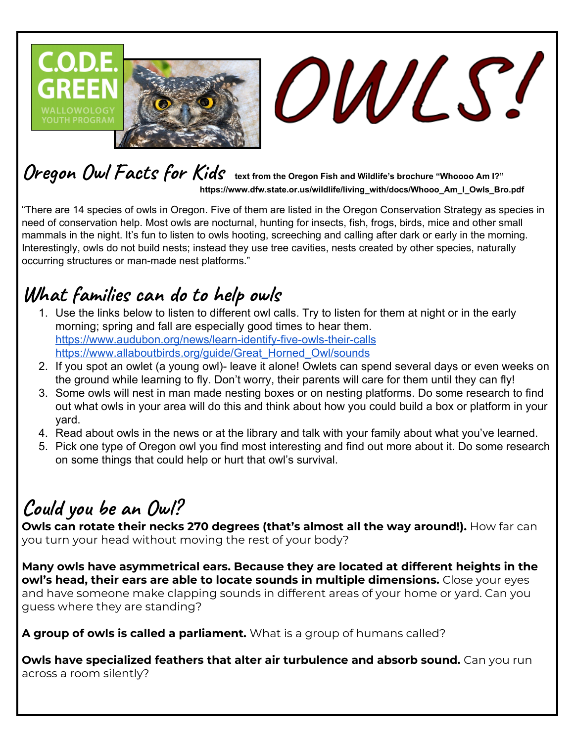C.O.D.E. GREEN

WALLOWOLOGY YOUTH PROGRAM

# OWLS!

## Oregon Owl Facts for Kids

**text from the Oregon Fish and Wildlife's brochure "Whoooo Am I?"**
**https://www.dfw.state.or.us/wildlife/living_with/docs/Whooo_Am_I_Owls_Bro.pdf**

"There are 14 species of owls in Oregon. Five of them are listed in the Oregon Conservation Strategy as species in need of conservation help. Most owls are nocturnal, hunting for insects, fish, frogs, birds, mice and other small mammals in the night. It's fun to listen to owls hooting, screeching and calling after dark or early in the morning. Interestingly, owls do not build nests; instead they use tree cavities, nests created by other species, naturally occurring structures or man-made nest platforms."

## What families can do to help owls

1. Use the links below to listen to different owl calls. Try to listen for them at night or in the early morning; spring and fall are especially good times to hear them.
   https://www.audubon.org/news/learn-identify-five-owls-their-calls
   https://www.allaboutbirds.org/guide/Great_Horned_Owl/sounds
2. If you spot an owlet (a young owl)- leave it alone! Owlets can spend several days or even weeks on the ground while learning to fly. Don't worry, their parents will care for them until they can fly!
3. Some owls will nest in man made nesting boxes or on nesting platforms. Do some research to find out what owls in your area will do this and think about how you could build a box or platform in your yard.
4. Read about owls in the news or at the library and talk with your family about what you've learned.
5. Pick one type of Oregon owl you find most interesting and find out more about it. Do some research on some things that could help or hurt that owl's survival.

## Could you be an Owl?

**Owls can rotate their necks 270 degrees (that's almost all the way around!).** How far can you turn your head without moving the rest of your body?

**Many owls have asymmetrical ears. Because they are located at different heights in the owl's head, their ears are able to locate sounds in multiple dimensions.** Close your eyes and have someone make clapping sounds in different areas of your home or yard. Can you guess where they are standing?

**A group of owls is called a parliament.** What is a group of humans called?

**Owls have specialized feathers that alter air turbulence and absorb sound.** Can you run across a room silently?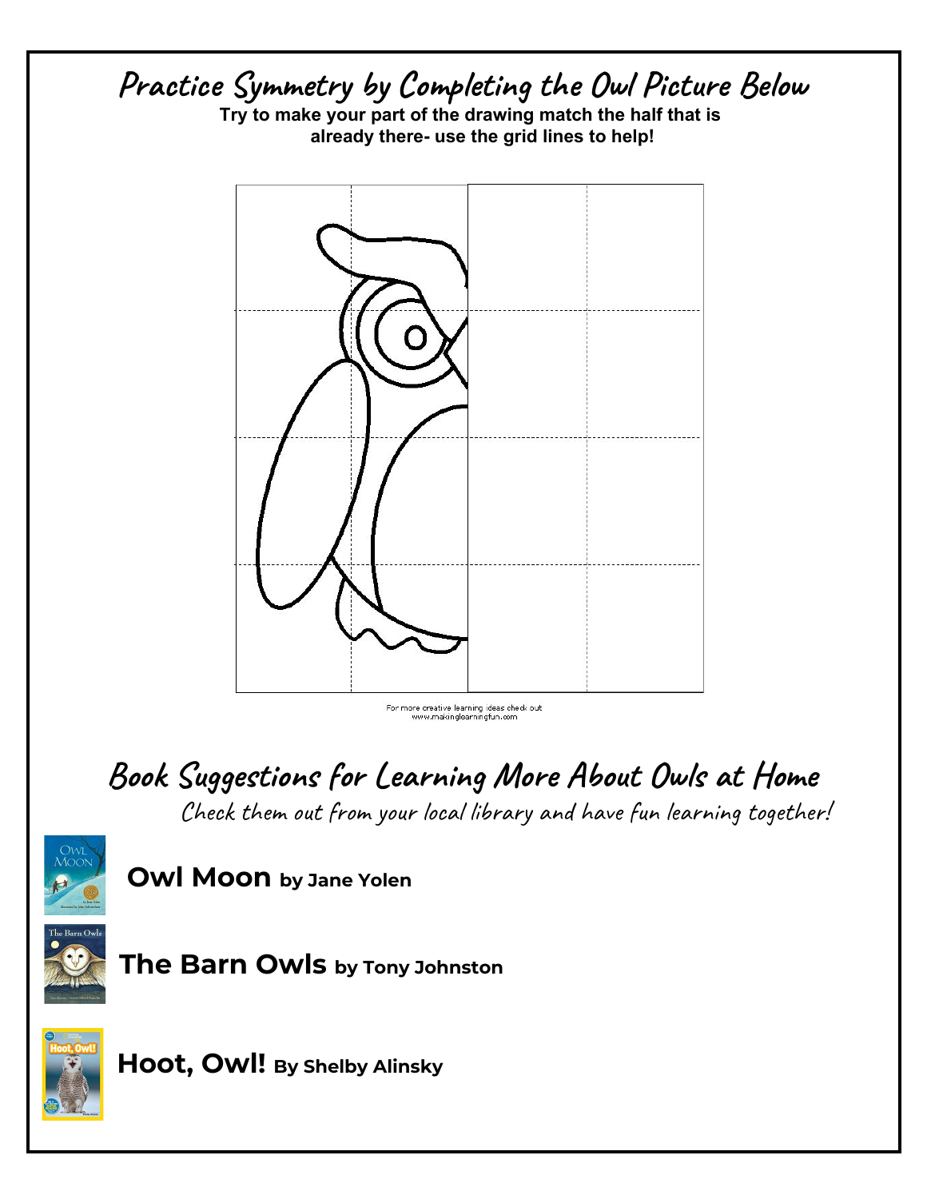# Practice Symmetry by Completing the Owl Picture Below

**Try to make your part of the drawing match the half that is already there- use the grid lines to help!**

For more creative learning ideas check out
www.makinglearningfun.com

# Book Suggestions for Learning More About Owls at Home

*Check them out from your local library and have fun learning together!*

**Owl Moon** **by Jane Yolen**

**The Barn Owls** **by Tony Johnston**

**Hoot, Owl!** **By Shelby Alinsky**